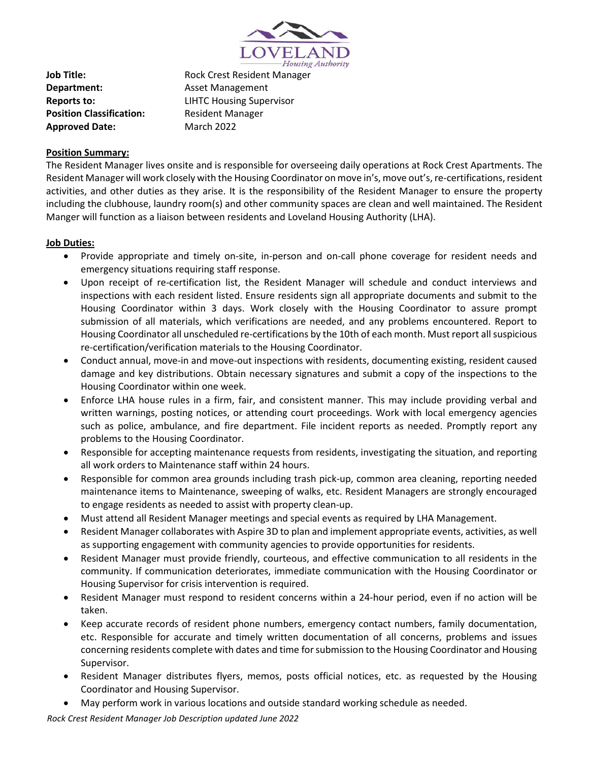**Job Title:** Rock Crest Resident Manager
**Department:** Asset Management
**Reports to:** LIHTC Housing Supervisor
**Position Classification:** Resident Manager
**Approved Date:** March 2022

**Position Summary:**

The Resident Manager lives onsite and is responsible for overseeing daily operations at Rock Crest Apartments. The Resident Manager will work closely with the Housing Coordinator on move in's, move out's, re-certifications, resident activities, and other duties as they arise. It is the responsibility of the Resident Manager to ensure the property including the clubhouse, laundry room(s) and other community spaces are clean and well maintained. The Resident Manger will function as a liaison between residents and Loveland Housing Authority (LHA).

**Job Duties:**

- Provide appropriate and timely on-site, in-person and on-call phone coverage for resident needs and emergency situations requiring staff response.
- Upon receipt of re-certification list, the Resident Manager will schedule and conduct interviews and inspections with each resident listed. Ensure residents sign all appropriate documents and submit to the Housing Coordinator within 3 days. Work closely with the Housing Coordinator to assure prompt submission of all materials, which verifications are needed, and any problems encountered. Report to Housing Coordinator all unscheduled re-certifications by the 10th of each month. Must report all suspicious re-certification/verification materials to the Housing Coordinator.
- Conduct annual, move-in and move-out inspections with residents, documenting existing, resident caused damage and key distributions. Obtain necessary signatures and submit a copy of the inspections to the Housing Coordinator within one week.
- Enforce LHA house rules in a firm, fair, and consistent manner. This may include providing verbal and written warnings, posting notices, or attending court proceedings. Work with local emergency agencies such as police, ambulance, and fire department. File incident reports as needed. Promptly report any problems to the Housing Coordinator.
- Responsible for accepting maintenance requests from residents, investigating the situation, and reporting all work orders to Maintenance staff within 24 hours.
- Responsible for common area grounds including trash pick-up, common area cleaning, reporting needed maintenance items to Maintenance, sweeping of walks, etc. Resident Managers are strongly encouraged to engage residents as needed to assist with property clean-up.
- Must attend all Resident Manager meetings and special events as required by LHA Management.
- Resident Manager collaborates with Aspire 3D to plan and implement appropriate events, activities, as well as supporting engagement with community agencies to provide opportunities for residents.
- Resident Manager must provide friendly, courteous, and effective communication to all residents in the community. If communication deteriorates, immediate communication with the Housing Coordinator or Housing Supervisor for crisis intervention is required.
- Resident Manager must respond to resident concerns within a 24-hour period, even if no action will be taken.
- Keep accurate records of resident phone numbers, emergency contact numbers, family documentation, etc. Responsible for accurate and timely written documentation of all concerns, problems and issues concerning residents complete with dates and time for submission to the Housing Coordinator and Housing Supervisor.
- Resident Manager distributes flyers, memos, posts official notices, etc. as requested by the Housing Coordinator and Housing Supervisor.
- May perform work in various locations and outside standard working schedule as needed.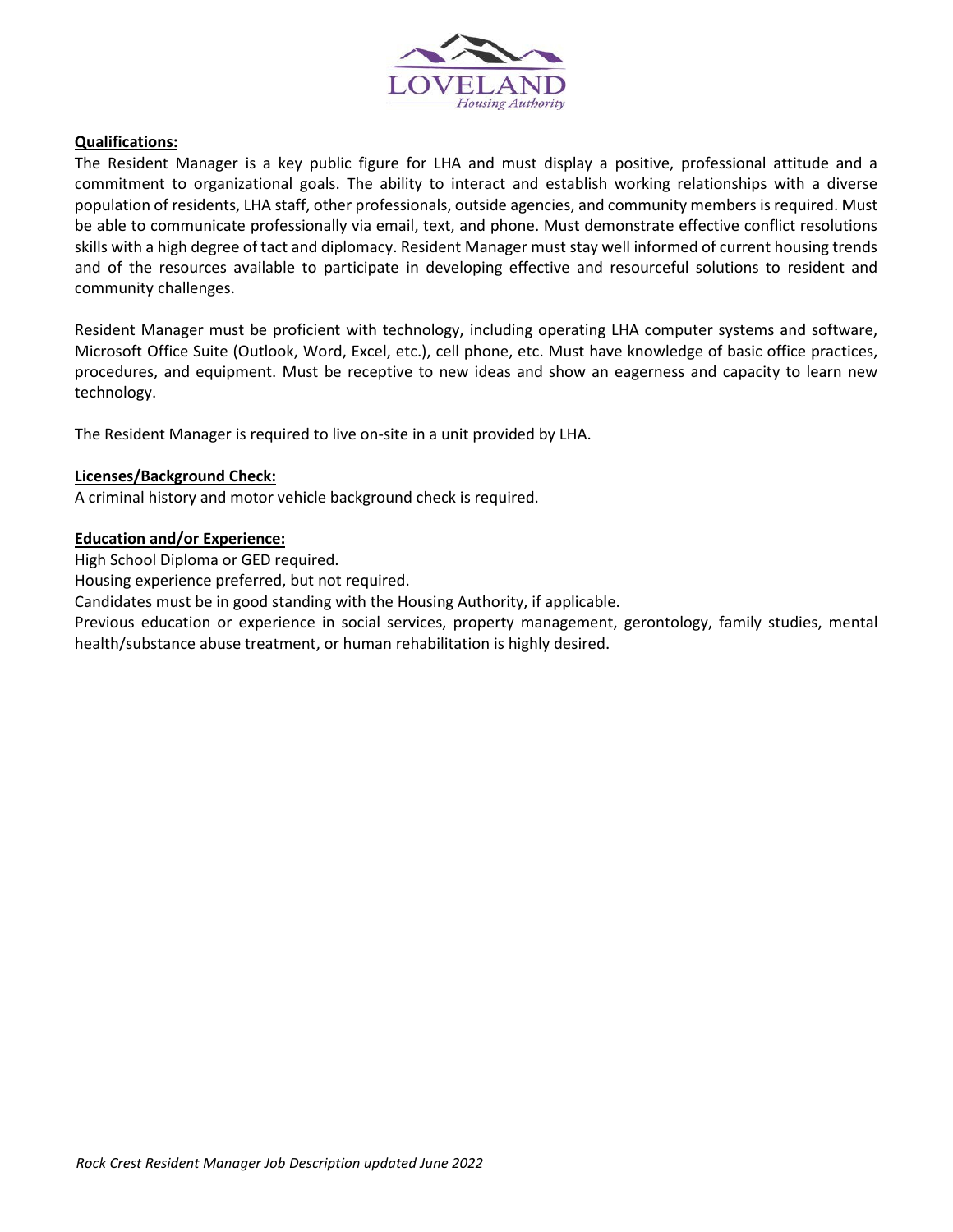**Qualifications:**

The Resident Manager is a key public figure for LHA and must display a positive, professional attitude and a commitment to organizational goals. The ability to interact and establish working relationships with a diverse population of residents, LHA staff, other professionals, outside agencies, and community members is required. Must be able to communicate professionally via email, text, and phone. Must demonstrate effective conflict resolutions skills with a high degree of tact and diplomacy. Resident Manager must stay well informed of current housing trends and of the resources available to participate in developing effective and resourceful solutions to resident and community challenges.

Resident Manager must be proficient with technology, including operating LHA computer systems and software, Microsoft Office Suite (Outlook, Word, Excel, etc.), cell phone, etc. Must have knowledge of basic office practices, procedures, and equipment. Must be receptive to new ideas and show an eagerness and capacity to learn new technology.

The Resident Manager is required to live on-site in a unit provided by LHA.

**Licenses/Background Check:**

A criminal history and motor vehicle background check is required.

**Education and/or Experience:**

High School Diploma or GED required.

Housing experience preferred, but not required.

Candidates must be in good standing with the Housing Authority, if applicable.

Previous education or experience in social services, property management, gerontology, family studies, mental health/substance abuse treatment, or human rehabilitation is highly desired.